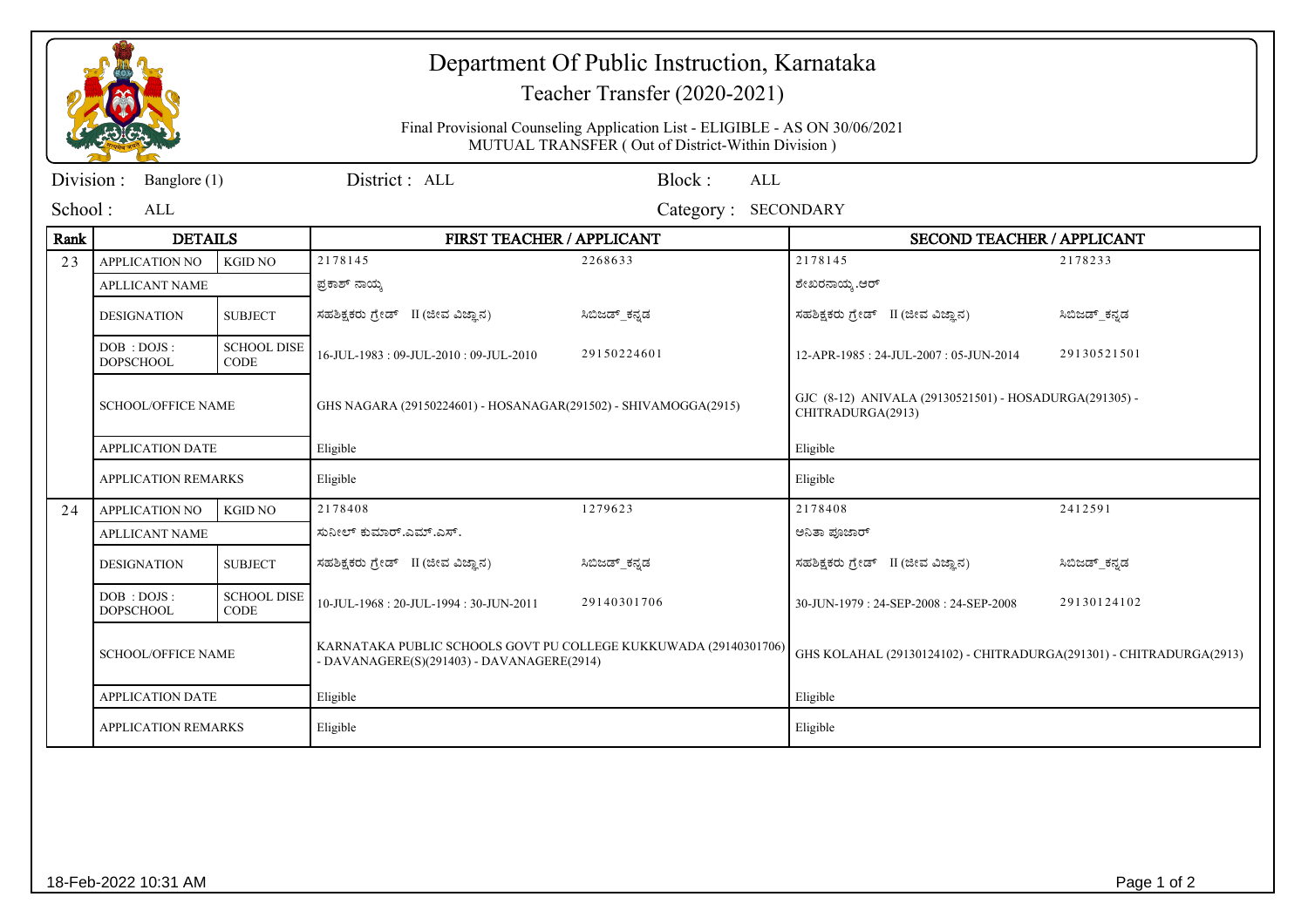# Department Of Public Instruction, Karnataka

## Teacher Transfer (2020-2021)

Final Provisional Counseling Application List - ELIGIBLE - AS ON 30/06/2021
MUTUAL TRANSFER ( Out of District-Within Division )

Division : Banglore (1) | District : ALL | Block : ALL

School : ALL | Category : SECONDARY

| Rank | DETAILS | | FIRST TEACHER / APPLICANT | | SECOND TEACHER / APPLICANT | |
|---|---|---|---|---|---|---|
| 23 | APPLICATION NO | KGID NO | 2178145 | 2268633 | 2178145 | 2178233 |
| | APLLICANT NAME | | ಪ್ರಕಾಶ್ ನಾಯ್ಕ | | ಶೇಖರನಾಯ್ಕ.ಆರ್ | |
| | DESIGNATION | SUBJECT | ಸಹಶಿಕ್ಷಕರು ಗ್ರೇಡ್ II (ಜೀವ ವಿಜ್ಞಾನ) | ಸಿಬಿಜಡ್_ಕನ್ನಡ | ಸಹಶಿಕ್ಷಕರು ಗ್ರೇಡ್ II (ಜೀವ ವಿಜ್ಞಾನ) | ಸಿಬಿಜಡ್_ಕನ್ನಡ |
| | DOB : DOJS : DOPSCHOOL | SCHOOL DISE CODE | 16-JUL-1983 : 09-JUL-2010 : 09-JUL-2010 | 29150224601 | 12-APR-1985 : 24-JUL-2007 : 05-JUN-2014 | 29130521501 |
| | SCHOOL/OFFICE NAME | | GHS NAGARA (29150224601) - HOSANAGAR(291502) - SHIVAMOGGA(2915) | | GJC (8-12) ANIVALA (29130521501) - HOSADURGA(291305) - CHITRADURGA(2913) | |
| | APPLICATION DATE | | Eligible | | Eligible | |
| | APPLICATION REMARKS | | Eligible | | Eligible | |
| 24 | APPLICATION NO | KGID NO | 2178408 | 1279623 | 2178408 | 2412591 |
| | APLLICANT NAME | | ಸುನೀಲ್ ಕುಮಾರ್.ಎಮ್.ಎಸ್. | | ಅನಿತಾ ಪೂಜಾರ್ | |
| | DESIGNATION | SUBJECT | ಸಹಶಿಕ್ಷಕರು ಗ್ರೇಡ್ II (ಜೀವ ವಿಜ್ಞಾನ) | ಸಿಬಿಜಡ್_ಕನ್ನಡ | ಸಹಶಿಕ್ಷಕರು ಗ್ರೇಡ್ II (ಜೀವ ವಿಜ್ಞಾನ) | ಸಿಬಿಜಡ್_ಕನ್ನಡ |
| | DOB : DOJS : DOPSCHOOL | SCHOOL DISE CODE | 10-JUL-1968 : 20-JUL-1994 : 30-JUN-2011 | 29140301706 | 30-JUN-1979 : 24-SEP-2008 : 24-SEP-2008 | 29130124102 |
| | SCHOOL/OFFICE NAME | | KARNATAKA PUBLIC SCHOOLS GOVT PU COLLEGE KUKKUWADA (29140301706) - DAVANAGERE(S)(291403) - DAVANAGERE(2914) | | GHS KOLAHAL (29130124102) - CHITRADURGA(291301) - CHITRADURGA(2913) | |
| | APPLICATION DATE | | Eligible | | Eligible | |
| | APPLICATION REMARKS | | Eligible | | Eligible | |

18-Feb-2022 10:31 AM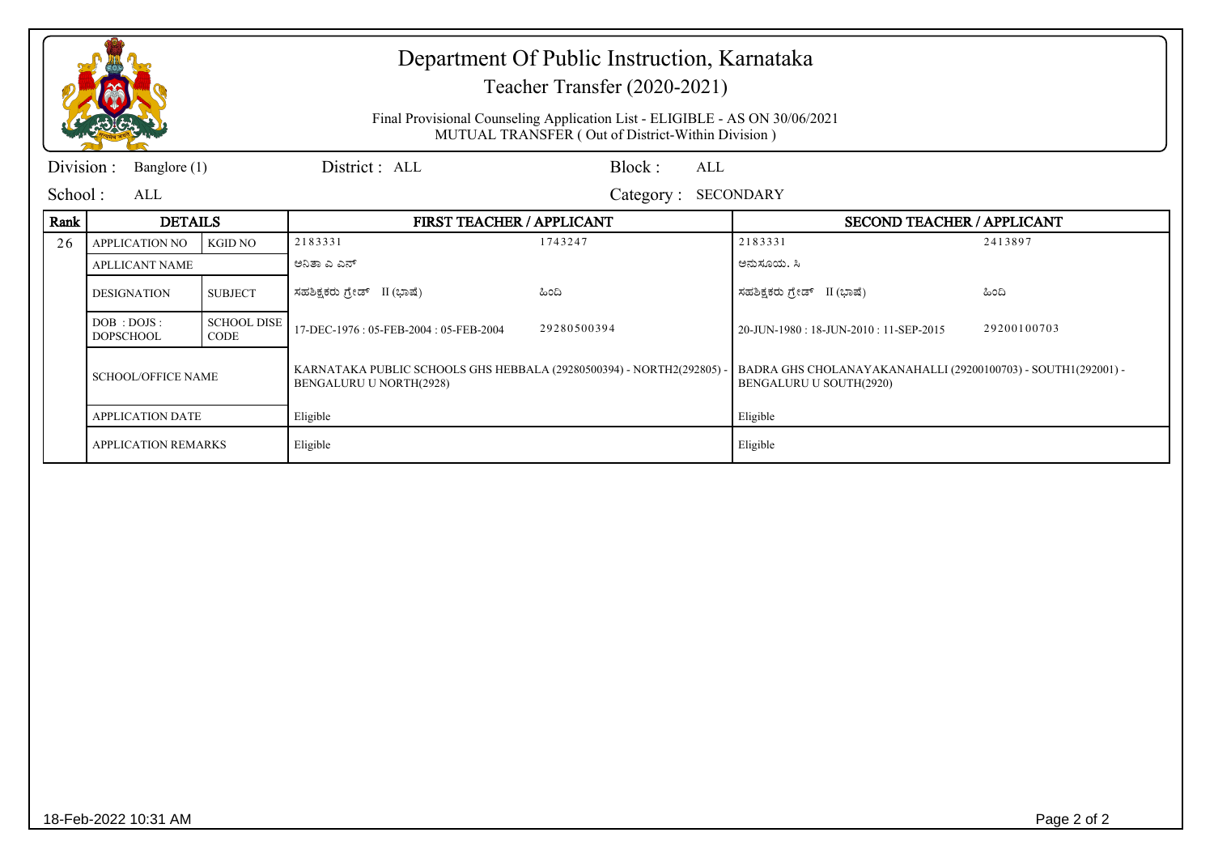# Department Of Public Instruction, Karnataka

Teacher Transfer (2020-2021)

Final Provisional Counseling Application List - ELIGIBLE - AS ON 30/06/2021
MUTUAL TRANSFER ( Out of District-Within Division )

Division : Banglore (1) District : ALL Block : ALL

School : ALL Category : SECONDARY

| Rank | DETAILS | | FIRST TEACHER / APPLICANT | | SECOND TEACHER / APPLICANT | |
|---|---|---|---|---|---|---|
| 26 | APPLICATION NO | KGID NO | 2183331 | 1743247 | 2183331 | 2413897 |
| | APLLICANT NAME | | ಅನಿತಾ ಎ ಎನ್ | | ಅನುಸೂಯ. ಸಿ | |
| | DESIGNATION | SUBJECT | ಸಹಶಿಕ್ಷಕರು ಗ್ರೇಡ್ II (ಭಾಷೆ) | ಹಿಂದಿ | ಸಹಶಿಕ್ಷಕರು ಗ್ರೇಡ್ II (ಭಾಷೆ) | ಹಿಂದಿ |
| | DOB : DOJS : DOPSCHOOL | SCHOOL DISE CODE | 17-DEC-1976 : 05-FEB-2004 : 05-FEB-2004 | 29280500394 | 20-JUN-1980 : 18-JUN-2010 : 11-SEP-2015 | 29200100703 |
| | SCHOOL/OFFICE NAME | | KARNATAKA PUBLIC SCHOOLS GHS HEBBALA (29280500394) - NORTH2(292805) - BENGALURU U NORTH(2928) | | BADRA GHS CHOLANAYAKANAHALLI (29200100703) - SOUTH1(292001) - BENGALURU U SOUTH(2920) | |
| | APPLICATION DATE | | Eligible | | Eligible | |
| | APPLICATION REMARKS | | Eligible | | Eligible | |

18-Feb-2022 10:31 AM